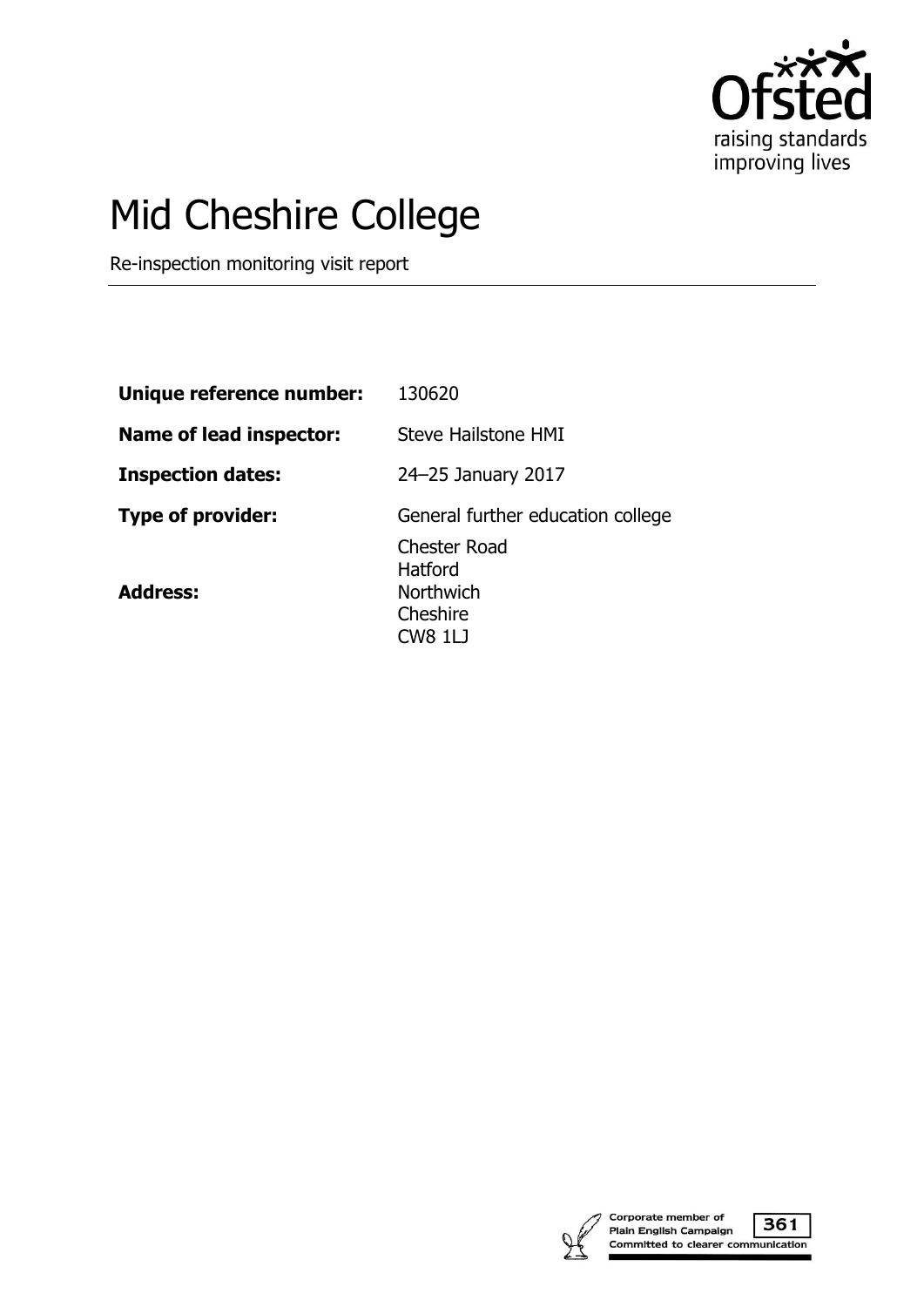# Mid Cheshire College

Re-inspection monitoring visit report

| | |
|---|---|
| **Unique reference number:** | 130620 |
| **Name of lead inspector:** | Steve Hailstone HMI |
| **Inspection dates:** | 24–25 January 2017 |
| **Type of provider:** | General further education college |
| **Address:** | Chester Road<br>Hatford<br>Northwich<br>Cheshire<br>CW8 1LJ |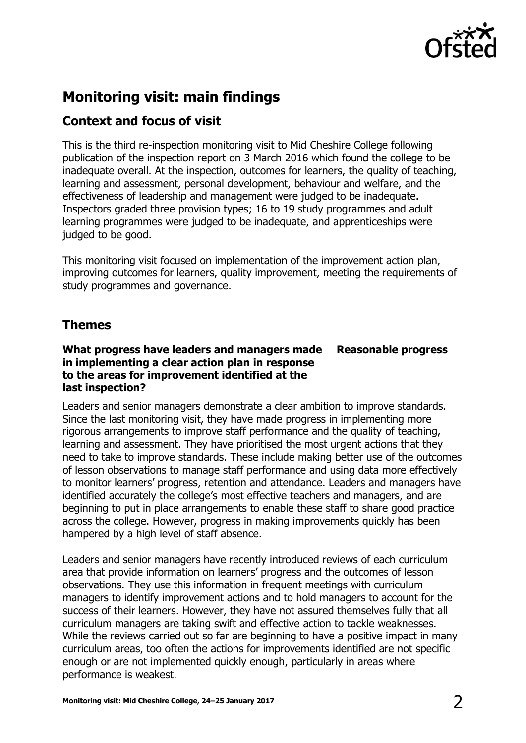# Monitoring visit: main findings

## Context and focus of visit

This is the third re-inspection monitoring visit to Mid Cheshire College following publication of the inspection report on 3 March 2016 which found the college to be inadequate overall. At the inspection, outcomes for learners, the quality of teaching, learning and assessment, personal development, behaviour and welfare, and the effectiveness of leadership and management were judged to be inadequate. Inspectors graded three provision types; 16 to 19 study programmes and adult learning programmes were judged to be inadequate, and apprenticeships were judged to be good.

This monitoring visit focused on implementation of the improvement action plan, improving outcomes for learners, quality improvement, meeting the requirements of study programmes and governance.

## Themes

**What progress have leaders and managers made in implementing a clear action plan in response to the areas for improvement identified at the last inspection?** **Reasonable progress**

Leaders and senior managers demonstrate a clear ambition to improve standards. Since the last monitoring visit, they have made progress in implementing more rigorous arrangements to improve staff performance and the quality of teaching, learning and assessment. They have prioritised the most urgent actions that they need to take to improve standards. These include making better use of the outcomes of lesson observations to manage staff performance and using data more effectively to monitor learners' progress, retention and attendance. Leaders and managers have identified accurately the college's most effective teachers and managers, and are beginning to put in place arrangements to enable these staff to share good practice across the college. However, progress in making improvements quickly has been hampered by a high level of staff absence.

Leaders and senior managers have recently introduced reviews of each curriculum area that provide information on learners' progress and the outcomes of lesson observations. They use this information in frequent meetings with curriculum managers to identify improvement actions and to hold managers to account for the success of their learners. However, they have not assured themselves fully that all curriculum managers are taking swift and effective action to tackle weaknesses. While the reviews carried out so far are beginning to have a positive impact in many curriculum areas, too often the actions for improvements identified are not specific enough or are not implemented quickly enough, particularly in areas where performance is weakest.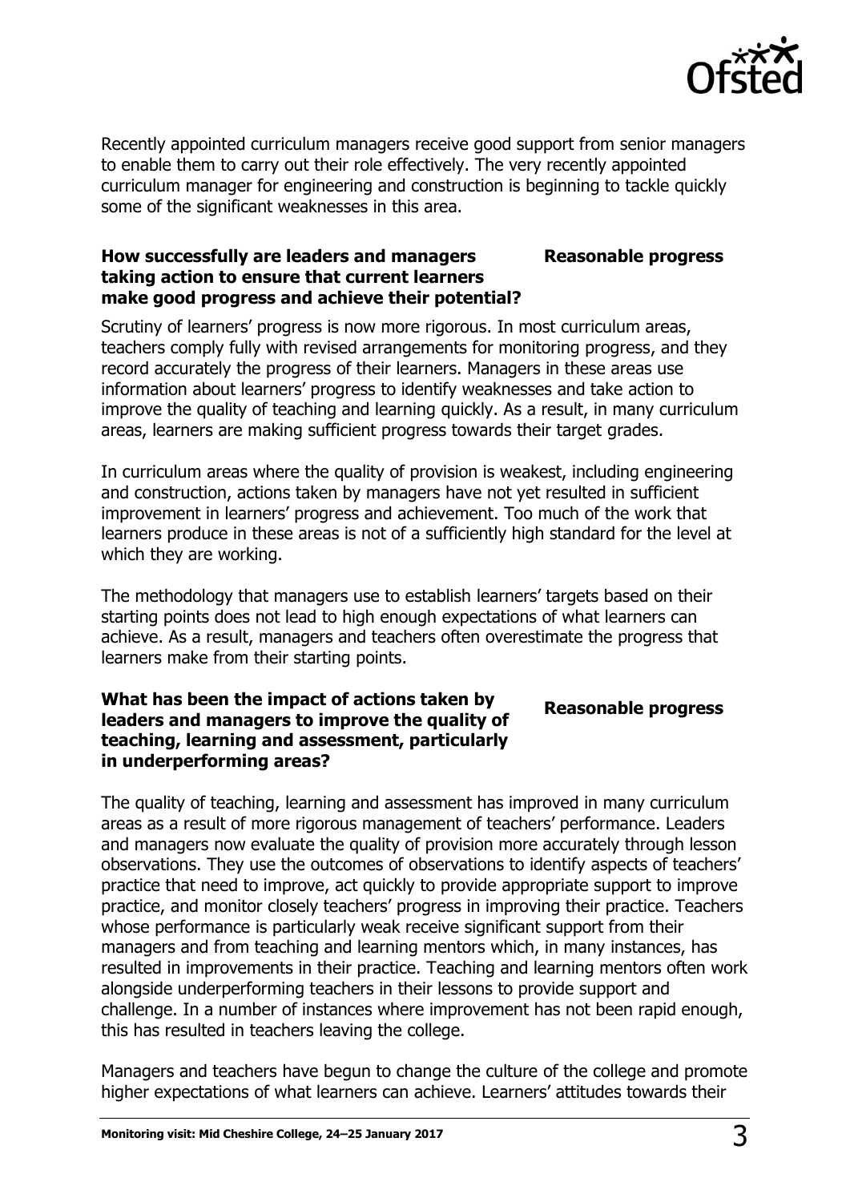Recently appointed curriculum managers receive good support from senior managers to enable them to carry out their role effectively. The very recently appointed curriculum manager for engineering and construction is beginning to tackle quickly some of the significant weaknesses in this area.

**How successfully are leaders and managers taking action to ensure that current learners make good progress and achieve their potential?** **Reasonable progress**

Scrutiny of learners' progress is now more rigorous. In most curriculum areas, teachers comply fully with revised arrangements for monitoring progress, and they record accurately the progress of their learners. Managers in these areas use information about learners' progress to identify weaknesses and take action to improve the quality of teaching and learning quickly. As a result, in many curriculum areas, learners are making sufficient progress towards their target grades.

In curriculum areas where the quality of provision is weakest, including engineering and construction, actions taken by managers have not yet resulted in sufficient improvement in learners' progress and achievement. Too much of the work that learners produce in these areas is not of a sufficiently high standard for the level at which they are working.

The methodology that managers use to establish learners' targets based on their starting points does not lead to high enough expectations of what learners can achieve. As a result, managers and teachers often overestimate the progress that learners make from their starting points.

**What has been the impact of actions taken by leaders and managers to improve the quality of teaching, learning and assessment, particularly in underperforming areas?** **Reasonable progress**

The quality of teaching, learning and assessment has improved in many curriculum areas as a result of more rigorous management of teachers' performance. Leaders and managers now evaluate the quality of provision more accurately through lesson observations. They use the outcomes of observations to identify aspects of teachers' practice that need to improve, act quickly to provide appropriate support to improve practice, and monitor closely teachers' progress in improving their practice. Teachers whose performance is particularly weak receive significant support from their managers and from teaching and learning mentors which, in many instances, has resulted in improvements in their practice. Teaching and learning mentors often work alongside underperforming teachers in their lessons to provide support and challenge. In a number of instances where improvement has not been rapid enough, this has resulted in teachers leaving the college.

Managers and teachers have begun to change the culture of the college and promote higher expectations of what learners can achieve. Learners' attitudes towards their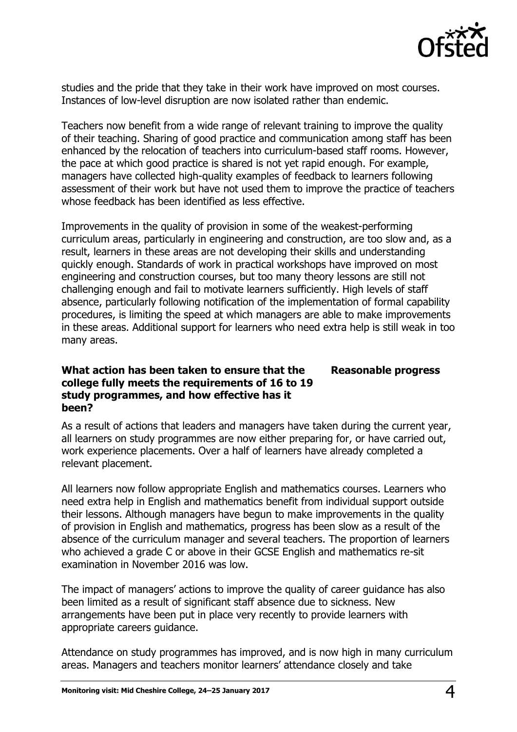studies and the pride that they take in their work have improved on most courses. Instances of low-level disruption are now isolated rather than endemic.

Teachers now benefit from a wide range of relevant training to improve the quality of their teaching. Sharing of good practice and communication among staff has been enhanced by the relocation of teachers into curriculum-based staff rooms. However, the pace at which good practice is shared is not yet rapid enough. For example, managers have collected high-quality examples of feedback to learners following assessment of their work but have not used them to improve the practice of teachers whose feedback has been identified as less effective.

Improvements in the quality of provision in some of the weakest-performing curriculum areas, particularly in engineering and construction, are too slow and, as a result, learners in these areas are not developing their skills and understanding quickly enough. Standards of work in practical workshops have improved on most engineering and construction courses, but too many theory lessons are still not challenging enough and fail to motivate learners sufficiently. High levels of staff absence, particularly following notification of the implementation of formal capability procedures, is limiting the speed at which managers are able to make improvements in these areas. Additional support for learners who need extra help is still weak in too many areas.

**What action has been taken to ensure that the college fully meets the requirements of 16 to 19 study programmes, and how effective has it been?** **Reasonable progress**

As a result of actions that leaders and managers have taken during the current year, all learners on study programmes are now either preparing for, or have carried out, work experience placements. Over a half of learners have already completed a relevant placement.

All learners now follow appropriate English and mathematics courses. Learners who need extra help in English and mathematics benefit from individual support outside their lessons. Although managers have begun to make improvements in the quality of provision in English and mathematics, progress has been slow as a result of the absence of the curriculum manager and several teachers. The proportion of learners who achieved a grade C or above in their GCSE English and mathematics re-sit examination in November 2016 was low.

The impact of managers' actions to improve the quality of career guidance has also been limited as a result of significant staff absence due to sickness. New arrangements have been put in place very recently to provide learners with appropriate careers guidance.

Attendance on study programmes has improved, and is now high in many curriculum areas. Managers and teachers monitor learners' attendance closely and take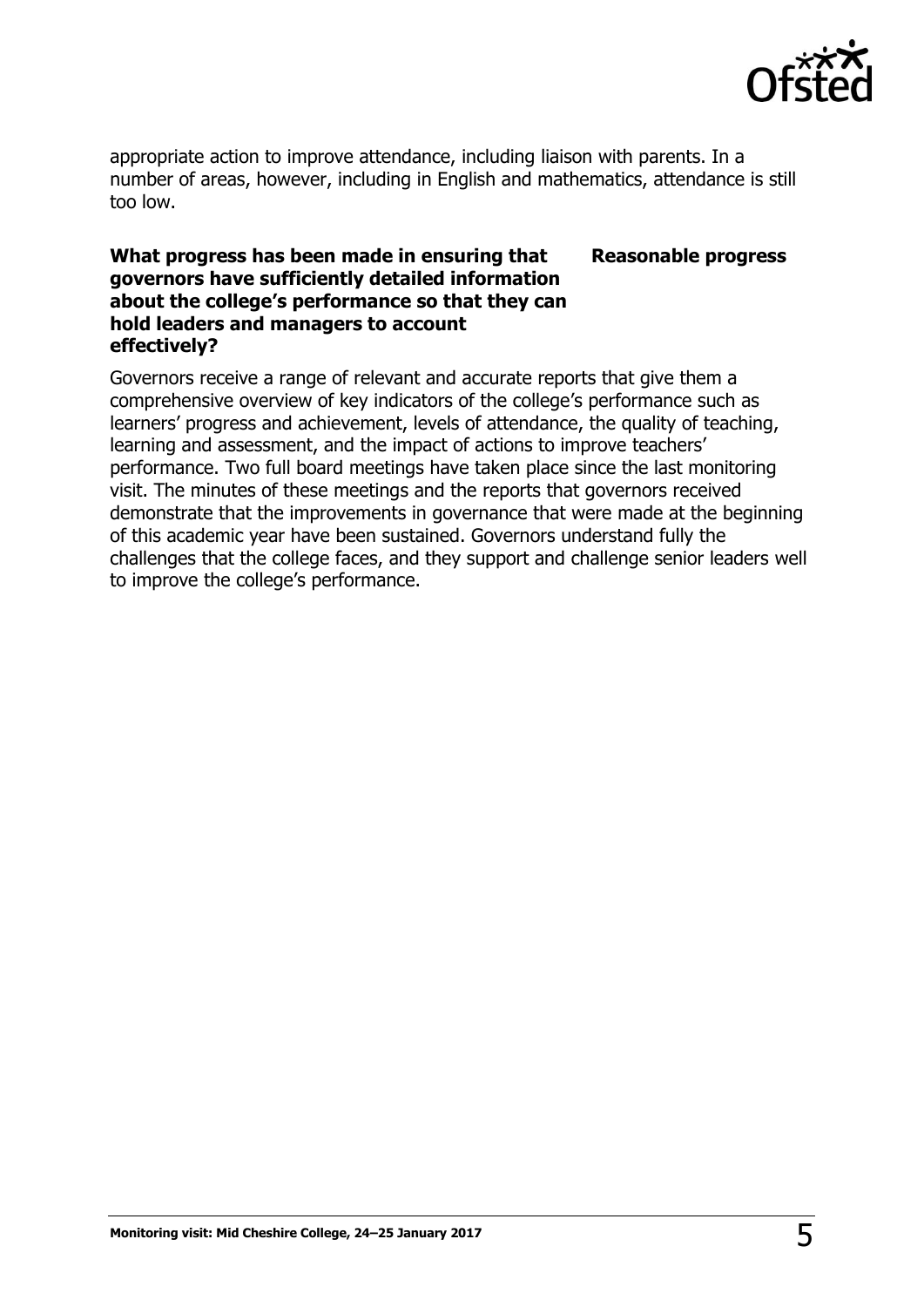appropriate action to improve attendance, including liaison with parents. In a number of areas, however, including in English and mathematics, attendance is still too low.

**What progress has been made in ensuring that governors have sufficiently detailed information about the college's performance so that they can hold leaders and managers to account effectively?** **Reasonable progress**

Governors receive a range of relevant and accurate reports that give them a comprehensive overview of key indicators of the college's performance such as learners' progress and achievement, levels of attendance, the quality of teaching, learning and assessment, and the impact of actions to improve teachers' performance. Two full board meetings have taken place since the last monitoring visit. The minutes of these meetings and the reports that governors received demonstrate that the improvements in governance that were made at the beginning of this academic year have been sustained. Governors understand fully the challenges that the college faces, and they support and challenge senior leaders well to improve the college's performance.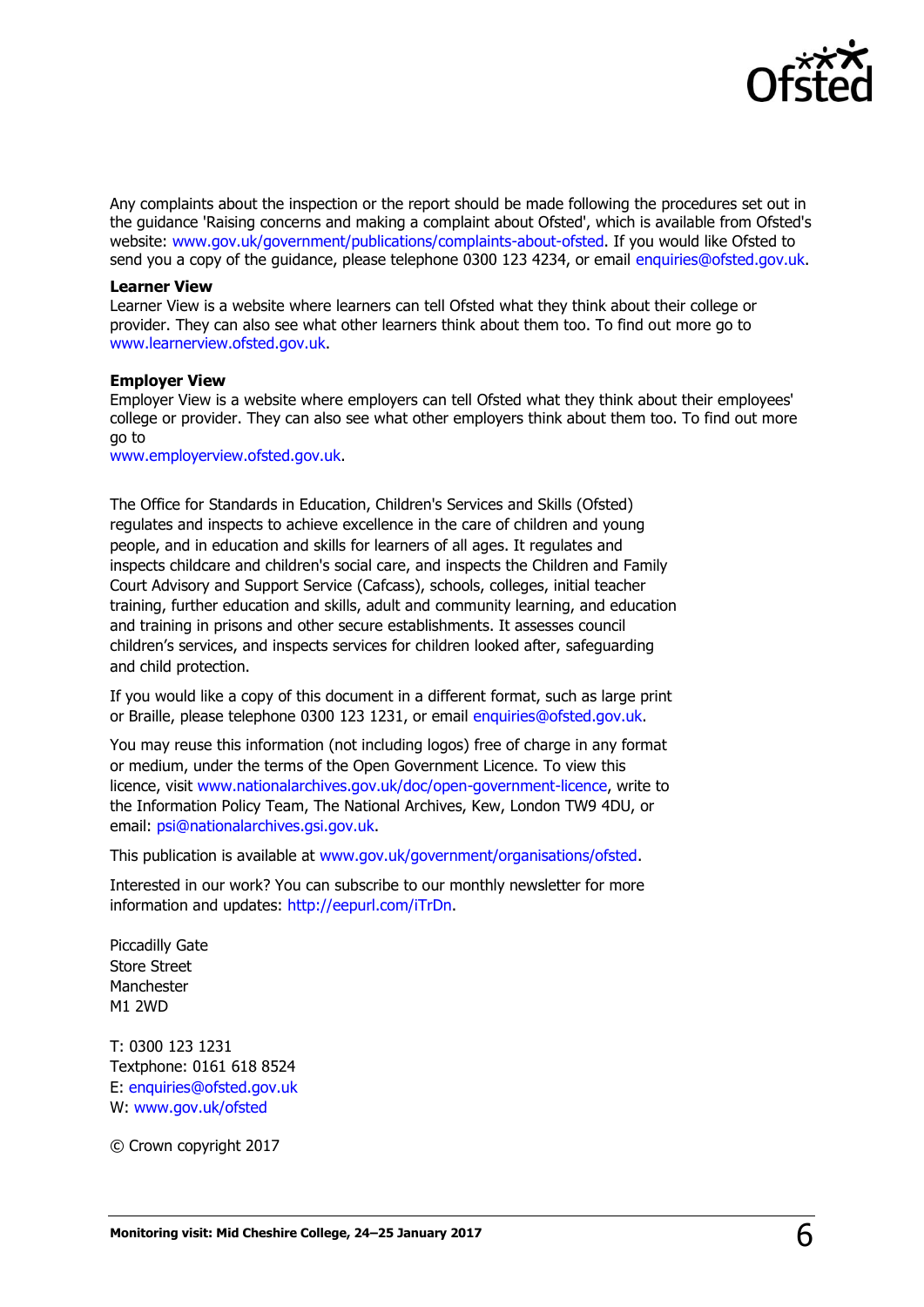Any complaints about the inspection or the report should be made following the procedures set out in the guidance 'Raising concerns and making a complaint about Ofsted', which is available from Ofsted's website: www.gov.uk/government/publications/complaints-about-ofsted. If you would like Ofsted to send you a copy of the guidance, please telephone 0300 123 4234, or email enquiries@ofsted.gov.uk.

**Learner View**

Learner View is a website where learners can tell Ofsted what they think about their college or provider. They can also see what other learners think about them too. To find out more go to www.learnerview.ofsted.gov.uk.

**Employer View**

Employer View is a website where employers can tell Ofsted what they think about their employees' college or provider. They can also see what other employers think about them too. To find out more go to www.employerview.ofsted.gov.uk.

The Office for Standards in Education, Children's Services and Skills (Ofsted) regulates and inspects to achieve excellence in the care of children and young people, and in education and skills for learners of all ages. It regulates and inspects childcare and children's social care, and inspects the Children and Family Court Advisory and Support Service (Cafcass), schools, colleges, initial teacher training, further education and skills, adult and community learning, and education and training in prisons and other secure establishments. It assesses council children's services, and inspects services for children looked after, safeguarding and child protection.

If you would like a copy of this document in a different format, such as large print or Braille, please telephone 0300 123 1231, or email enquiries@ofsted.gov.uk.

You may reuse this information (not including logos) free of charge in any format or medium, under the terms of the Open Government Licence. To view this licence, visit www.nationalarchives.gov.uk/doc/open-government-licence, write to the Information Policy Team, The National Archives, Kew, London TW9 4DU, or email: psi@nationalarchives.gsi.gov.uk.

This publication is available at www.gov.uk/government/organisations/ofsted.

Interested in our work? You can subscribe to our monthly newsletter for more information and updates: http://eepurl.com/iTrDn.

Piccadilly Gate
Store Street
Manchester
M1 2WD

T: 0300 123 1231
Textphone: 0161 618 8524
E: enquiries@ofsted.gov.uk
W: www.gov.uk/ofsted

© Crown copyright 2017